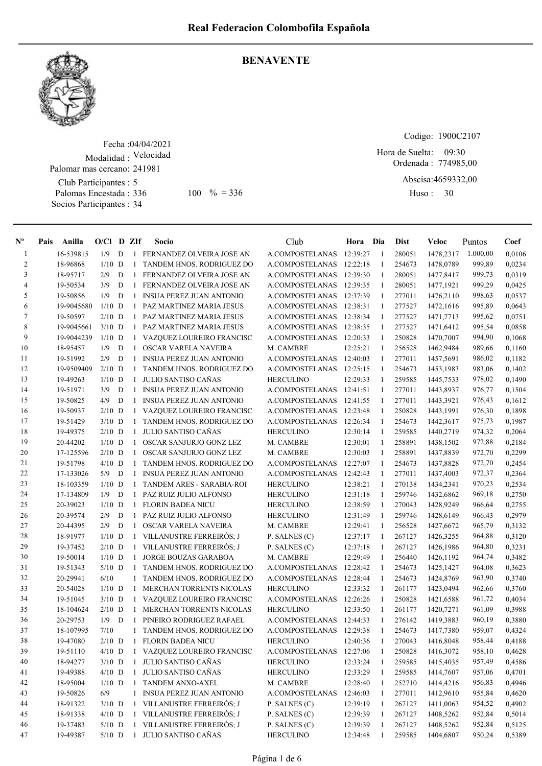# Real Federacion Colombofila Española

## BENAVENTE

Fecha :04/04/2021
Modalidad : Velocidad
Palomar mas cercano: 241981
Club Participantes : 5
Palomas Encestada : 336 100 % = 336
Socios Participantes : 34

Codigo: 1900C2107
Hora de Suelta: 09:30
Ordenada : 774985,00
Abscisa:4659332,00
Huso : 30

| Nº | Pais | Anilla | O/Cl | D | ZIf | Socio | Club | Hora | Dia | Dist | Veloc | Puntos | Coef |
|---|---|---|---|---|---|---|---|---|---|---|---|---|---|
| 1 | | 16-539815 | 1/9 | D | 1 | FERNANDEZ OLVEIRA JOSE AN | A.COMPOSTELANAS | 12:39:27 | 1 | 280051 | 1478,2317 | 1.000,00 | 0,0106 |
| 2 | | 18-96868 | 1/10 | D | 1 | TANDEM HNOS. RODRIGUEZ DO | A.COMPOSTELANAS | 12:22:18 | 1 | 254673 | 1478,0789 | 999,89 | 0,0234 |
| 3 | | 18-95717 | 2/9 | D | 1 | FERNANDEZ OLVEIRA JOSE AN | A.COMPOSTELANAS | 12:39:30 | 1 | 280051 | 1477,8417 | 999,73 | 0,0319 |
| 4 | | 19-50534 | 3/9 | D | 1 | FERNANDEZ OLVEIRA JOSE AN | A.COMPOSTELANAS | 12:39:35 | 1 | 280051 | 1477,1921 | 999,29 | 0,0425 |
| 5 | | 19-50856 | 1/9 | D | 1 | INSUA PEREZ JUAN ANTONIO | A.COMPOSTELANAS | 12:37:39 | 1 | 277011 | 1476,2110 | 998,63 | 0,0537 |
| 6 | | 19-9045680 | 1/10 | D | 1 | PAZ MARTINEZ MARIA JESUS | A.COMPOSTELANAS | 12:38:31 | 1 | 277527 | 1472,1616 | 995,89 | 0,0643 |
| 7 | | 19-50597 | 2/10 | D | 1 | PAZ MARTINEZ MARIA JESUS | A.COMPOSTELANAS | 12:38:34 | 1 | 277527 | 1471,7713 | 995,62 | 0,0751 |
| 8 | | 19-9045661 | 3/10 | D | 1 | PAZ MARTINEZ MARIA JESUS | A.COMPOSTELANAS | 12:38:35 | 1 | 277527 | 1471,6412 | 995,54 | 0,0858 |
| 9 | | 19-9044239 | 1/10 | D | 1 | VAZQUEZ LOUREIRO FRANCISC | A.COMPOSTELANAS | 12:20:33 | 1 | 250828 | 1470,7007 | 994,90 | 0,1068 |
| 10 | | 18-95457 | 1/9 | D | 1 | OSCAR VARELA NAVEIRA | M. CAMBRE | 12:25:21 | 1 | 256528 | 1462,9484 | 989,66 | 0,1160 |
| 11 | | 19-51992 | 2/9 | D | 1 | INSUA PEREZ JUAN ANTONIO | A.COMPOSTELANAS | 12:40:03 | 1 | 277011 | 1457,5691 | 986,02 | 0,1182 |
| 12 | | 19-9509409 | 2/10 | D | 1 | TANDEM HNOS. RODRIGUEZ DO | A.COMPOSTELANAS | 12:25:15 | 1 | 254673 | 1453,1983 | 983,06 | 0,1402 |
| 13 | | 19-49263 | 1/10 | D | 1 | JULIO SANTISO CAÑAS | HERCULINO | 12:29:33 | 1 | 259585 | 1445,7533 | 978,02 | 0,1490 |
| 14 | | 19-51971 | 3/9 | D | 1 | INSUA PEREZ JUAN ANTONIO | A.COMPOSTELANAS | 12:41:51 | 1 | 277011 | 1443,8937 | 976,77 | 0,1504 |
| 15 | | 19-50825 | 4/9 | D | 1 | INSUA PEREZ JUAN ANTONIO | A.COMPOSTELANAS | 12:41:55 | 1 | 277011 | 1443,3921 | 976,43 | 0,1612 |
| 16 | | 19-50937 | 2/10 | D | 1 | VAZQUEZ LOUREIRO FRANCISC | A.COMPOSTELANAS | 12:23:48 | 1 | 250828 | 1443,1991 | 976,30 | 0,1898 |
| 17 | | 19-51429 | 3/10 | D | 1 | TANDEM HNOS. RODRIGUEZ DO | A.COMPOSTELANAS | 12:26:34 | 1 | 254673 | 1442,3617 | 975,73 | 0,1987 |
| 18 | | 19-49375 | 2/10 | D | 1 | JULIO SANTISO CAÑAS | HERCULINO | 12:30:14 | 1 | 259585 | 1440,2719 | 974,32 | 0,2064 |
| 19 | | 20-44202 | 1/10 | D | 1 | OSCAR SANJURJO GONZ LEZ | M. CAMBRE | 12:30:01 | 1 | 258891 | 1438,1502 | 972,88 | 0,2184 |
| 20 | | 17-125596 | 2/10 | D | 1 | OSCAR SANJURJO GONZ LEZ | M. CAMBRE | 12:30:03 | 1 | 258891 | 1437,8839 | 972,70 | 0,2299 |
| 21 | | 19-51798 | 4/10 | D | 1 | TANDEM HNOS. RODRIGUEZ DO | A.COMPOSTELANAS | 12:27:07 | 1 | 254673 | 1437,8828 | 972,70 | 0,2454 |
| 22 | | 17-133026 | 5/9 | D | 1 | INSUA PEREZ JUAN ANTONIO | A.COMPOSTELANAS | 12:42:43 | 1 | 277011 | 1437,4003 | 972,37 | 0,2364 |
| 23 | | 18-103359 | 1/10 | D | 1 | TANDEM ARES - SARABIA-ROI | HERCULINO | 12:38:21 | 1 | 270138 | 1434,2341 | 970,23 | 0,2534 |
| 24 | | 17-134809 | 1/9 | D | 1 | PAZ RUIZ JULIO ALFONSO | HERCULINO | 12:31:18 | 1 | 259746 | 1432,6862 | 969,18 | 0,2750 |
| 25 | | 20-39023 | 1/10 | D | 1 | FLORIN BADEA NICU | HERCULINO | 12:38:59 | 1 | 270043 | 1428,9249 | 966,64 | 0,2755 |
| 26 | | 20-39574 | 2/9 | D | 1 | PAZ RUIZ JULIO ALFONSO | HERCULINO | 12:31:49 | 1 | 259746 | 1428,6149 | 966,43 | 0,2979 |
| 27 | | 20-44395 | 2/9 | D | 1 | OSCAR VARELA NAVEIRA | M. CAMBRE | 12:29:41 | 1 | 256528 | 1427,6672 | 965,79 | 0,3132 |
| 28 | | 18-91977 | 1/10 | D | 1 | VILLANUSTRE FERREIRÓS; J | P. SALNES (C) | 12:37:17 | 1 | 267127 | 1426,3255 | 964,88 | 0,3120 |
| 29 | | 19-37452 | 2/10 | D | 1 | VILLANUSTRE FERREIRÓS; J | P. SALNES (C) | 12:37:18 | 1 | 267127 | 1426,1986 | 964,80 | 0,3231 |
| 30 | | 19-50014 | 1/10 | D | 1 | JORGE BOUZAS GARABOA | M. CAMBRE | 12:29:49 | 1 | 256440 | 1426,1192 | 964,74 | 0,3482 |
| 31 | | 19-51343 | 5/10 | D | 1 | TANDEM HNOS. RODRIGUEZ DO | A.COMPOSTELANAS | 12:28:42 | 1 | 254673 | 1425,1427 | 964,08 | 0,3623 |
| 32 | | 20-29941 | 6/10 | | 1 | TANDEM HNOS. RODRIGUEZ DO | A.COMPOSTELANAS | 12:28:44 | 1 | 254673 | 1424,8769 | 963,90 | 0,3740 |
| 33 | | 20-54028 | 1/10 | D | 1 | MERCHAN TORRENTS NICOLAS | HERCULINO | 12:33:32 | 1 | 261177 | 1423,0494 | 962,66 | 0,3760 |
| 34 | | 19-51045 | 3/10 | D | 1 | VAZQUEZ LOUREIRO FRANCISC | A.COMPOSTELANAS | 12:26:26 | 1 | 250828 | 1421,6588 | 961,72 | 0,4034 |
| 35 | | 18-104624 | 2/10 | D | 1 | MERCHAN TORRENTS NICOLAS | HERCULINO | 12:33:50 | 1 | 261177 | 1420,7271 | 961,09 | 0,3988 |
| 36 | | 20-29753 | 1/9 | D | 1 | PINEIRO RODRIGUEZ RAFAEL | A.COMPOSTELANAS | 12:44:33 | 1 | 276142 | 1419,3883 | 960,19 | 0,3880 |
| 37 | | 18-107995 | 7/10 | | 1 | TANDEM HNOS. RODRIGUEZ DO | A.COMPOSTELANAS | 12:29:38 | 1 | 254673 | 1417,7380 | 959,07 | 0,4324 |
| 38 | | 19-47080 | 2/10 | D | 1 | FLORIN BADEA NICU | HERCULINO | 12:40:36 | 1 | 270043 | 1416,8048 | 958,44 | 0,4188 |
| 39 | | 19-51110 | 4/10 | D | 1 | VAZQUEZ LOUREIRO FRANCISC | A.COMPOSTELANAS | 12:27:06 | 1 | 250828 | 1416,3072 | 958,10 | 0,4628 |
| 40 | | 18-94277 | 3/10 | D | 1 | JULIO SANTISO CAÑAS | HERCULINO | 12:33:24 | 1 | 259585 | 1415,4035 | 957,49 | 0,4586 |
| 41 | | 19-49388 | 4/10 | D | 1 | JULIO SANTISO CAÑAS | HERCULINO | 12:33:29 | 1 | 259585 | 1414,7607 | 957,06 | 0,4701 |
| 42 | | 18-95004 | 1/10 | D | 1 | TANDEM ANXO-AXEL | M. CAMBRE | 12:28:40 | 1 | 252710 | 1414,4216 | 956,83 | 0,4946 |
| 43 | | 19-50826 | 6/9 | | 1 | INSUA PEREZ JUAN ANTONIO | A.COMPOSTELANAS | 12:46:03 | 1 | 277011 | 1412,9610 | 955,84 | 0,4620 |
| 44 | | 18-91322 | 3/10 | D | 1 | VILLANUSTRE FERREIRÓS; J | P. SALNES (C) | 12:39:19 | 1 | 267127 | 1411,0063 | 954,52 | 0,4902 |
| 45 | | 18-91338 | 4/10 | D | 1 | VILLANUSTRE FERREIRÓS; J | P. SALNES (C) | 12:39:39 | 1 | 267127 | 1408,5262 | 952,84 | 0,5014 |
| 46 | | 19-37483 | 5/10 | D | 1 | VILLANUSTRE FERREIRÓS; J | P. SALNES (C) | 12:39:39 | 1 | 267127 | 1408,5262 | 952,84 | 0,5125 |
| 47 | | 19-49387 | 5/10 | D | 1 | JULIO SANTISO CAÑAS | HERCULINO | 12:34:48 | 1 | 259585 | 1404,6807 | 950,24 | 0,5389 |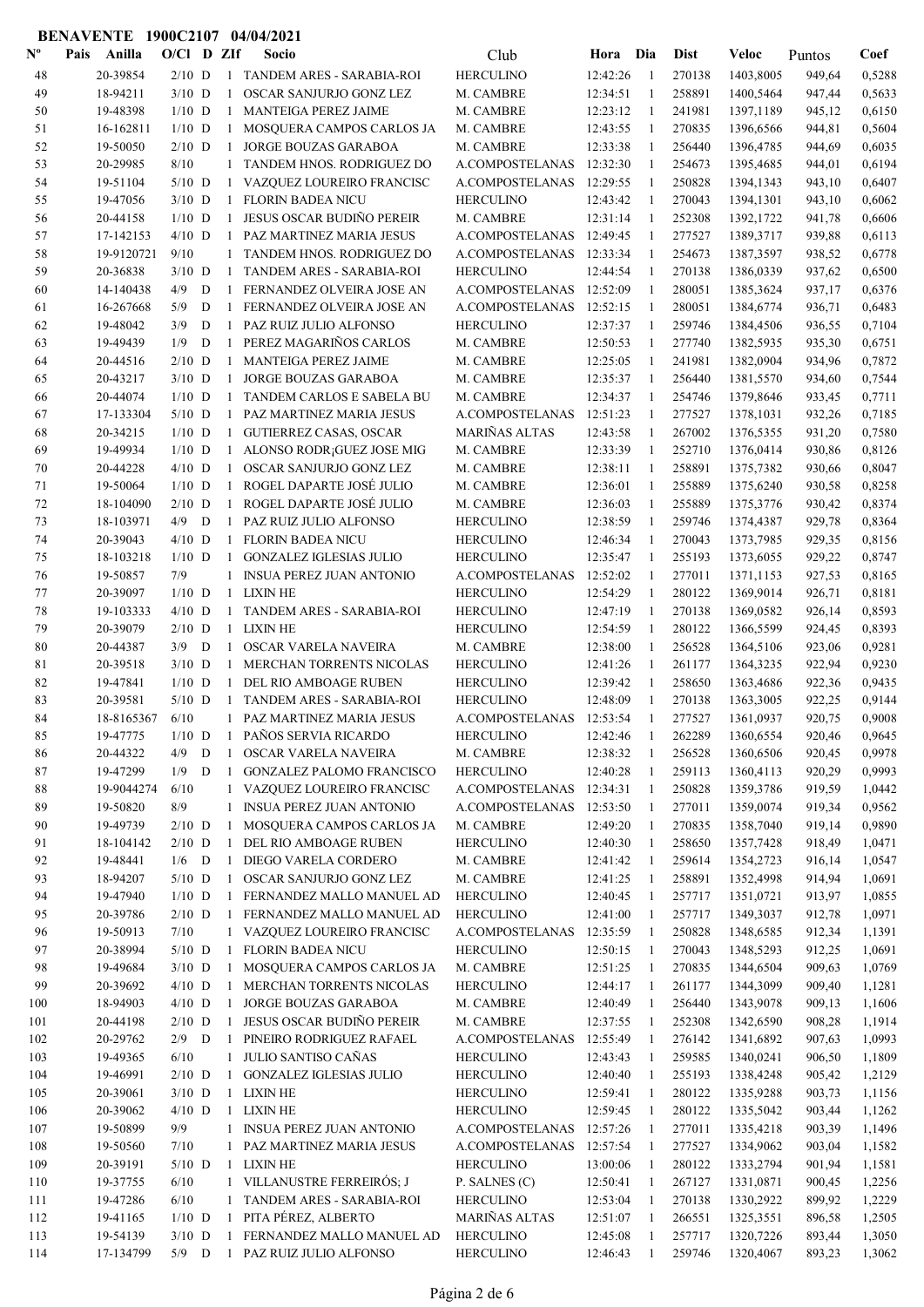**BENAVENTE 1900C2107 04/04/2021**

| Nº | Pais | Anilla | O/Cl | D | ZIf | Socio | Club | Hora | Dia | Dist | Veloc | Puntos | Coef |
|---|---|---|---|---|---|---|---|---|---|---|---|---|---|
| 48 | | 20-39854 | 2/10 | D | 1 | TANDEM ARES - SARABIA-ROI | HERCULINO | 12:42:26 | 1 | 270138 | 1403,8005 | 949,64 | 0,5288 |
| 49 | | 18-94211 | 3/10 | D | 1 | OSCAR SANJURJO GONZ LEZ | M. CAMBRE | 12:34:51 | 1 | 258891 | 1400,5464 | 947,44 | 0,5633 |
| 50 | | 19-48398 | 1/10 | D | 1 | MANTEIGA PEREZ JAIME | M. CAMBRE | 12:23:12 | 1 | 241981 | 1397,1189 | 945,12 | 0,6150 |
| 51 | | 16-162811 | 1/10 | D | 1 | MOSQUERA CAMPOS CARLOS JA | M. CAMBRE | 12:43:55 | 1 | 270835 | 1396,6566 | 944,81 | 0,5604 |
| 52 | | 19-50050 | 2/10 | D | 1 | JORGE BOUZAS GARABOA | M. CAMBRE | 12:33:38 | 1 | 256440 | 1396,4785 | 944,69 | 0,6035 |
| 53 | | 20-29985 | 8/10 | | 1 | TANDEM HNOS. RODRIGUEZ DO | A.COMPOSTELANAS | 12:32:30 | 1 | 254673 | 1395,4685 | 944,01 | 0,6194 |
| 54 | | 19-51104 | 5/10 | D | 1 | VAZQUEZ LOUREIRO FRANCISC | A.COMPOSTELANAS | 12:29:55 | 1 | 250828 | 1394,1343 | 943,10 | 0,6407 |
| 55 | | 19-47056 | 3/10 | D | 1 | FLORIN BADEA NICU | HERCULINO | 12:43:42 | 1 | 270043 | 1394,1301 | 943,10 | 0,6062 |
| 56 | | 20-44158 | 1/10 | D | 1 | JESUS OSCAR BUDIÑO PEREIR | M. CAMBRE | 12:31:14 | 1 | 252308 | 1392,1722 | 941,78 | 0,6606 |
| 57 | | 17-142153 | 4/10 | D | 1 | PAZ MARTINEZ MARIA JESUS | A.COMPOSTELANAS | 12:49:45 | 1 | 277527 | 1389,3717 | 939,88 | 0,6113 |
| 58 | | 19-9120721 | 9/10 | | 1 | TANDEM HNOS. RODRIGUEZ DO | A.COMPOSTELANAS | 12:33:34 | 1 | 254673 | 1387,3597 | 938,52 | 0,6778 |
| 59 | | 20-36838 | 3/10 | D | 1 | TANDEM ARES - SARABIA-ROI | HERCULINO | 12:44:54 | 1 | 270138 | 1386,0339 | 937,62 | 0,6500 |
| 60 | | 14-140438 | 4/9 | D | 1 | FERNANDEZ OLVEIRA JOSE AN | A.COMPOSTELANAS | 12:52:09 | 1 | 280051 | 1385,3624 | 937,17 | 0,6376 |
| 61 | | 16-267668 | 5/9 | D | 1 | FERNANDEZ OLVEIRA JOSE AN | A.COMPOSTELANAS | 12:52:15 | 1 | 280051 | 1384,6774 | 936,71 | 0,6483 |
| 62 | | 19-48042 | 3/9 | D | 1 | PAZ RUIZ JULIO ALFONSO | HERCULINO | 12:37:37 | 1 | 259746 | 1384,4506 | 936,55 | 0,7104 |
| 63 | | 19-49439 | 1/9 | D | 1 | PEREZ MAGARIÑOS CARLOS | M. CAMBRE | 12:50:53 | 1 | 277740 | 1382,5935 | 935,30 | 0,6751 |
| 64 | | 20-44516 | 2/10 | D | 1 | MANTEIGA PEREZ JAIME | M. CAMBRE | 12:25:05 | 1 | 241981 | 1382,0904 | 934,96 | 0,7872 |
| 65 | | 20-43217 | 3/10 | D | 1 | JORGE BOUZAS GARABOA | M. CAMBRE | 12:35:37 | 1 | 256440 | 1381,5570 | 934,60 | 0,7544 |
| 66 | | 20-44074 | 1/10 | D | 1 | TANDEM CARLOS E SABELA BU | M. CAMBRE | 12:34:37 | 1 | 254746 | 1379,8646 | 933,45 | 0,7711 |
| 67 | | 17-133304 | 5/10 | D | 1 | PAZ MARTINEZ MARIA JESUS | A.COMPOSTELANAS | 12:51:23 | 1 | 277527 | 1378,1031 | 932,26 | 0,7185 |
| 68 | | 20-34215 | 1/10 | D | 1 | GUTIERREZ CASAS, OSCAR | MARIÑAS ALTAS | 12:43:58 | 1 | 267002 | 1376,5355 | 931,20 | 0,7580 |
| 69 | | 19-49934 | 1/10 | D | 1 | ALONSO RODR¡GUEZ JOSE MIG | M. CAMBRE | 12:33:39 | 1 | 252710 | 1376,0414 | 930,86 | 0,8126 |
| 70 | | 20-44228 | 4/10 | D | 1 | OSCAR SANJURJO GONZ LEZ | M. CAMBRE | 12:38:11 | 1 | 258891 | 1375,7382 | 930,66 | 0,8047 |
| 71 | | 19-50064 | 1/10 | D | 1 | ROGEL DAPARTE JOSÉ JULIO | M. CAMBRE | 12:36:01 | 1 | 255889 | 1375,6240 | 930,58 | 0,8258 |
| 72 | | 18-104090 | 2/10 | D | 1 | ROGEL DAPARTE JOSÉ JULIO | M. CAMBRE | 12:36:03 | 1 | 255889 | 1375,3776 | 930,42 | 0,8374 |
| 73 | | 18-103971 | 4/9 | D | 1 | PAZ RUIZ JULIO ALFONSO | HERCULINO | 12:38:59 | 1 | 259746 | 1374,4387 | 929,78 | 0,8364 |
| 74 | | 20-39043 | 4/10 | D | 1 | FLORIN BADEA NICU | HERCULINO | 12:46:34 | 1 | 270043 | 1373,7985 | 929,35 | 0,8156 |
| 75 | | 18-103218 | 1/10 | D | 1 | GONZALEZ IGLESIAS JULIO | HERCULINO | 12:35:47 | 1 | 255193 | 1373,6055 | 929,22 | 0,8747 |
| 76 | | 19-50857 | 7/9 | | 1 | INSUA PEREZ JUAN ANTONIO | A.COMPOSTELANAS | 12:52:02 | 1 | 277011 | 1371,1153 | 927,53 | 0,8165 |
| 77 | | 20-39097 | 1/10 | D | 1 | LIXIN HE | HERCULINO | 12:54:29 | 1 | 280122 | 1369,9014 | 926,71 | 0,8181 |
| 78 | | 19-103333 | 4/10 | D | 1 | TANDEM ARES - SARABIA-ROI | HERCULINO | 12:47:19 | 1 | 270138 | 1369,0582 | 926,14 | 0,8593 |
| 79 | | 20-39079 | 2/10 | D | 1 | LIXIN HE | HERCULINO | 12:54:59 | 1 | 280122 | 1366,5599 | 924,45 | 0,8393 |
| 80 | | 20-44387 | 3/9 | D | 1 | OSCAR VARELA NAVEIRA | M. CAMBRE | 12:38:00 | 1 | 256528 | 1364,5106 | 923,06 | 0,9281 |
| 81 | | 20-39518 | 3/10 | D | 1 | MERCHAN TORRENTS NICOLAS | HERCULINO | 12:41:26 | 1 | 261177 | 1364,3235 | 922,94 | 0,9230 |
| 82 | | 19-47841 | 1/10 | D | 1 | DEL RIO AMBOAGE RUBEN | HERCULINO | 12:39:42 | 1 | 258650 | 1363,4686 | 922,36 | 0,9435 |
| 83 | | 20-39581 | 5/10 | D | 1 | TANDEM ARES - SARABIA-ROI | HERCULINO | 12:48:09 | 1 | 270138 | 1363,3005 | 922,25 | 0,9144 |
| 84 | | 18-8165367 | 6/10 | | 1 | PAZ MARTINEZ MARIA JESUS | A.COMPOSTELANAS | 12:53:54 | 1 | 277527 | 1361,0937 | 920,75 | 0,9008 |
| 85 | | 19-47775 | 1/10 | D | 1 | PAÑOS SERVIA RICARDO | HERCULINO | 12:42:46 | 1 | 262289 | 1360,6554 | 920,46 | 0,9645 |
| 86 | | 20-44322 | 4/9 | D | 1 | OSCAR VARELA NAVEIRA | M. CAMBRE | 12:38:32 | 1 | 256528 | 1360,6506 | 920,45 | 0,9978 |
| 87 | | 19-47299 | 1/9 | D | 1 | GONZALEZ PALOMO FRANCISCO | HERCULINO | 12:40:28 | 1 | 259113 | 1360,4113 | 920,29 | 0,9993 |
| 88 | | 19-9044274 | 6/10 | | 1 | VAZQUEZ LOUREIRO FRANCISC | A.COMPOSTELANAS | 12:34:31 | 1 | 250828 | 1359,3786 | 919,59 | 1,0442 |
| 89 | | 19-50820 | 8/9 | | 1 | INSUA PEREZ JUAN ANTONIO | A.COMPOSTELANAS | 12:53:50 | 1 | 277011 | 1359,0074 | 919,34 | 0,9562 |
| 90 | | 19-49739 | 2/10 | D | 1 | MOSQUERA CAMPOS CARLOS JA | M. CAMBRE | 12:49:20 | 1 | 270835 | 1358,7040 | 919,14 | 0,9890 |
| 91 | | 18-104142 | 2/10 | D | 1 | DEL RIO AMBOAGE RUBEN | HERCULINO | 12:40:30 | 1 | 258650 | 1357,7428 | 918,49 | 1,0471 |
| 92 | | 19-48441 | 1/6 | D | 1 | DIEGO VARELA CORDERO | M. CAMBRE | 12:41:42 | 1 | 259614 | 1354,2723 | 916,14 | 1,0547 |
| 93 | | 18-94207 | 5/10 | D | 1 | OSCAR SANJURJO GONZ LEZ | M. CAMBRE | 12:41:25 | 1 | 258891 | 1352,4998 | 914,94 | 1,0691 |
| 94 | | 19-47940 | 1/10 | D | 1 | FERNANDEZ MALLO MANUEL AD | HERCULINO | 12:40:45 | 1 | 257717 | 1351,0721 | 913,97 | 1,0855 |
| 95 | | 20-39786 | 2/10 | D | 1 | FERNANDEZ MALLO MANUEL AD | HERCULINO | 12:41:00 | 1 | 257717 | 1349,3037 | 912,78 | 1,0971 |
| 96 | | 19-50913 | 7/10 | | 1 | VAZQUEZ LOUREIRO FRANCISC | A.COMPOSTELANAS | 12:35:59 | 1 | 250828 | 1348,6585 | 912,34 | 1,1391 |
| 97 | | 20-38994 | 5/10 | D | 1 | FLORIN BADEA NICU | HERCULINO | 12:50:15 | 1 | 270043 | 1348,5293 | 912,25 | 1,0691 |
| 98 | | 19-49684 | 3/10 | D | 1 | MOSQUERA CAMPOS CARLOS JA | M. CAMBRE | 12:51:25 | 1 | 270835 | 1344,6504 | 909,63 | 1,0769 |
| 99 | | 20-39692 | 4/10 | D | 1 | MERCHAN TORRENTS NICOLAS | HERCULINO | 12:44:17 | 1 | 261177 | 1344,3099 | 909,40 | 1,1281 |
| 100 | | 18-94903 | 4/10 | D | 1 | JORGE BOUZAS GARABOA | M. CAMBRE | 12:40:49 | 1 | 256440 | 1343,9078 | 909,13 | 1,1606 |
| 101 | | 20-44198 | 2/10 | D | 1 | JESUS OSCAR BUDIÑO PEREIR | M. CAMBRE | 12:37:55 | 1 | 252308 | 1342,6590 | 908,28 | 1,1914 |
| 102 | | 20-29762 | 2/9 | D | 1 | PINEIRO RODRIGUEZ RAFAEL | A.COMPOSTELANAS | 12:55:49 | 1 | 276142 | 1341,6892 | 907,63 | 1,0993 |
| 103 | | 19-49365 | 6/10 | | 1 | JULIO SANTISO CAÑAS | HERCULINO | 12:43:43 | 1 | 259585 | 1340,0241 | 906,50 | 1,1809 |
| 104 | | 19-46991 | 2/10 | D | 1 | GONZALEZ IGLESIAS JULIO | HERCULINO | 12:40:40 | 1 | 255193 | 1338,4248 | 905,42 | 1,2129 |
| 105 | | 20-39061 | 3/10 | D | 1 | LIXIN HE | HERCULINO | 12:59:41 | 1 | 280122 | 1335,9288 | 903,73 | 1,1156 |
| 106 | | 20-39062 | 4/10 | D | 1 | LIXIN HE | HERCULINO | 12:59:45 | 1 | 280122 | 1335,5042 | 903,44 | 1,1262 |
| 107 | | 19-50899 | 9/9 | | 1 | INSUA PEREZ JUAN ANTONIO | A.COMPOSTELANAS | 12:57:26 | 1 | 277011 | 1335,4218 | 903,39 | 1,1496 |
| 108 | | 19-50560 | 7/10 | | 1 | PAZ MARTINEZ MARIA JESUS | A.COMPOSTELANAS | 12:57:54 | 1 | 277527 | 1334,9062 | 903,04 | 1,1582 |
| 109 | | 20-39191 | 5/10 | D | 1 | LIXIN HE | HERCULINO | 13:00:06 | 1 | 280122 | 1333,2794 | 901,94 | 1,1581 |
| 110 | | 19-37755 | 6/10 | | 1 | VILLANUSTRE FERREIRÓS; J | P. SALNES (C) | 12:50:41 | 1 | 267127 | 1331,0871 | 900,45 | 1,2256 |
| 111 | | 19-47286 | 6/10 | | 1 | TANDEM ARES - SARABIA-ROI | HERCULINO | 12:53:04 | 1 | 270138 | 1330,2922 | 899,92 | 1,2229 |
| 112 | | 19-41165 | 1/10 | D | 1 | PITA PÉREZ, ALBERTO | MARIÑAS ALTAS | 12:51:07 | 1 | 266551 | 1325,3551 | 896,58 | 1,2505 |
| 113 | | 19-54139 | 3/10 | D | 1 | FERNANDEZ MALLO MANUEL AD | HERCULINO | 12:45:08 | 1 | 257717 | 1320,7226 | 893,44 | 1,3050 |
| 114 | | 17-134799 | 5/9 | D | 1 | PAZ RUIZ JULIO ALFONSO | HERCULINO | 12:46:43 | 1 | 259746 | 1320,4067 | 893,23 | 1,3062 |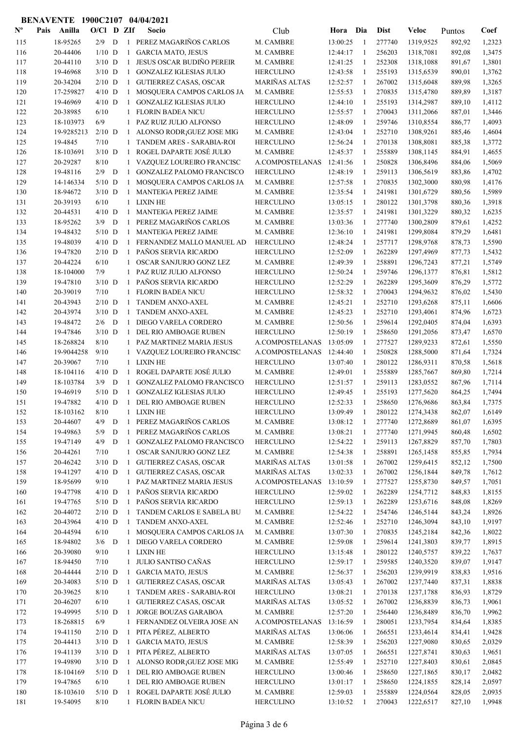**BENAVENTE 1900C2107 04/04/2021**

| Nº | Pais | Anilla | O/Cl | D | ZIf | Socio | Club | Hora | Dia | Dist | Veloc | Puntos | Coef |
|---|---|---|---|---|---|---|---|---|---|---|---|---|---|
| 115 | | 18-95265 | 2/9 | D | 1 | PEREZ MAGARIÑOS CARLOS | M. CAMBRE | 13:00:25 | 1 | 277740 | 1319,9525 | 892,92 | 1,2323 |
| 116 | | 20-44406 | 1/10 | D | 1 | GARCIA MATO, JESUS | M. CAMBRE | 12:44:17 | 1 | 256203 | 1318,7081 | 892,08 | 1,3475 |
| 117 | | 20-44110 | 3/10 | D | 1 | JESUS OSCAR BUDIÑO PEREIR | M. CAMBRE | 12:41:25 | 1 | 252308 | 1318,1088 | 891,67 | 1,3801 |
| 118 | | 19-46968 | 3/10 | D | 1 | GONZALEZ IGLESIAS JULIO | HERCULINO | 12:43:58 | 1 | 255193 | 1315,6539 | 890,01 | 1,3762 |
| 119 | | 20-34204 | 2/10 | D | 1 | GUTIERREZ CASAS, OSCAR | MARIÑAS ALTAS | 12:52:57 | 1 | 267002 | 1315,6048 | 889,98 | 1,3265 |
| 120 | | 17-259827 | 4/10 | D | 1 | MOSQUERA CAMPOS CARLOS JA | M. CAMBRE | 12:55:53 | 1 | 270835 | 1315,4780 | 889,89 | 1,3187 |
| 121 | | 19-46969 | 4/10 | D | 1 | GONZALEZ IGLESIAS JULIO | HERCULINO | 12:44:10 | 1 | 255193 | 1314,2987 | 889,10 | 1,4112 |
| 122 | | 20-38985 | 6/10 | | 1 | FLORIN BADEA NICU | HERCULINO | 12:55:57 | 1 | 270043 | 1311,2066 | 887,01 | 1,3446 |
| 123 | | 18-103973 | 6/9 | | 1 | PAZ RUIZ JULIO ALFONSO | HERCULINO | 12:48:09 | 1 | 259746 | 1310,8554 | 886,77 | 1,4093 |
| 124 | | 19-9285213 | 2/10 | D | 1 | ALONSO RODR¡GUEZ JOSE MIG | M. CAMBRE | 12:43:04 | 1 | 252710 | 1308,9261 | 885,46 | 1,4604 |
| 125 | | 19-4845 | 7/10 | | 1 | TANDEM ARES - SARABIA-ROI | HERCULINO | 12:56:24 | 1 | 270138 | 1308,8081 | 885,38 | 1,3772 |
| 126 | | 18-103691 | 3/10 | D | 1 | ROGEL DAPARTE JOSÉ JULIO | M. CAMBRE | 12:45:37 | 1 | 255889 | 1308,1145 | 884,91 | 1,4655 |
| 127 | | 20-29287 | 8/10 | | 1 | VAZQUEZ LOUREIRO FRANCISC | A.COMPOSTELANAS | 12:41:56 | 1 | 250828 | 1306,8496 | 884,06 | 1,5069 |
| 128 | | 19-48116 | 2/9 | D | 1 | GONZALEZ PALOMO FRANCISCO | HERCULINO | 12:48:19 | 1 | 259113 | 1306,5619 | 883,86 | 1,4702 |
| 129 | | 14-146334 | 5/10 | D | 1 | MOSQUERA CAMPOS CARLOS JA | M. CAMBRE | 12:57:58 | 1 | 270835 | 1302,3000 | 880,98 | 1,4176 |
| 130 | | 18-94672 | 3/10 | D | 1 | MANTEIGA PEREZ JAIME | M. CAMBRE | 12:35:54 | 1 | 241981 | 1301,6729 | 880,56 | 1,5989 |
| 131 | | 20-39193 | 6/10 | | 1 | LIXIN HE | HERCULINO | 13:05:15 | 1 | 280122 | 1301,3798 | 880,36 | 1,3918 |
| 132 | | 20-44531 | 4/10 | D | 1 | MANTEIGA PEREZ JAIME | M. CAMBRE | 12:35:57 | 1 | 241981 | 1301,3229 | 880,32 | 1,6235 |
| 133 | | 18-95262 | 3/9 | D | 1 | PEREZ MAGARIÑOS CARLOS | M. CAMBRE | 13:03:36 | 1 | 277740 | 1300,2809 | 879,61 | 1,4252 |
| 134 | | 19-48432 | 5/10 | D | 1 | MANTEIGA PEREZ JAIME | M. CAMBRE | 12:36:10 | 1 | 241981 | 1299,8084 | 879,29 | 1,6481 |
| 135 | | 19-48039 | 4/10 | D | 1 | FERNANDEZ MALLO MANUEL AD | HERCULINO | 12:48:24 | 1 | 257717 | 1298,9768 | 878,73 | 1,5590 |
| 136 | | 19-47820 | 2/10 | D | 1 | PAÑOS SERVIA RICARDO | HERCULINO | 12:52:09 | 1 | 262289 | 1297,4969 | 877,73 | 1,5432 |
| 137 | | 20-44224 | 6/10 | | 1 | OSCAR SANJURJO GONZ LEZ | M. CAMBRE | 12:49:39 | 1 | 258891 | 1296,7243 | 877,21 | 1,5749 |
| 138 | | 18-104000 | 7/9 | | 1 | PAZ RUIZ JULIO ALFONSO | HERCULINO | 12:50:24 | 1 | 259746 | 1296,1377 | 876,81 | 1,5812 |
| 139 | | 19-47810 | 3/10 | D | 1 | PAÑOS SERVIA RICARDO | HERCULINO | 12:52:29 | 1 | 262289 | 1295,3609 | 876,29 | 1,5772 |
| 140 | | 20-39019 | 7/10 | | 1 | FLORIN BADEA NICU | HERCULINO | 12:58:32 | 1 | 270043 | 1294,9632 | 876,02 | 1,5430 |
| 141 | | 20-43943 | 2/10 | D | 1 | TANDEM ANXO-AXEL | M. CAMBRE | 12:45:21 | 1 | 252710 | 1293,6268 | 875,11 | 1,6606 |
| 142 | | 20-43974 | 3/10 | D | 1 | TANDEM ANXO-AXEL | M. CAMBRE | 12:45:23 | 1 | 252710 | 1293,4061 | 874,96 | 1,6723 |
| 143 | | 19-48472 | 2/6 | D | 1 | DIEGO VARELA CORDERO | M. CAMBRE | 12:50:56 | 1 | 259614 | 1292,0405 | 874,04 | 1,6393 |
| 144 | | 19-47846 | 3/10 | D | 1 | DEL RIO AMBOAGE RUBEN | HERCULINO | 12:50:19 | 1 | 258650 | 1291,2056 | 873,47 | 1,6570 |
| 145 | | 18-268824 | 8/10 | | 1 | PAZ MARTINEZ MARIA JESUS | A.COMPOSTELANAS | 13:05:09 | 1 | 277527 | 1289,9233 | 872,61 | 1,5550 |
| 146 | | 19-9044258 | 9/10 | | 1 | VAZQUEZ LOUREIRO FRANCISC | A.COMPOSTELANAS | 12:44:40 | 1 | 250828 | 1288,5000 | 871,64 | 1,7324 |
| 147 | | 20-39067 | 7/10 | | 1 | LIXIN HE | HERCULINO | 13:07:40 | 1 | 280122 | 1286,9311 | 870,58 | 1,5618 |
| 148 | | 18-104116 | 4/10 | D | 1 | ROGEL DAPARTE JOSÉ JULIO | M. CAMBRE | 12:49:01 | 1 | 255889 | 1285,7667 | 869,80 | 1,7214 |
| 149 | | 18-103784 | 3/9 | D | 1 | GONZALEZ PALOMO FRANCISCO | HERCULINO | 12:51:57 | 1 | 259113 | 1283,0552 | 867,96 | 1,7114 |
| 150 | | 19-46919 | 5/10 | D | 1 | GONZALEZ IGLESIAS JULIO | HERCULINO | 12:49:45 | 1 | 255193 | 1277,5620 | 864,25 | 1,7494 |
| 151 | | 19-47882 | 4/10 | D | 1 | DEL RIO AMBOAGE RUBEN | HERCULINO | 12:52:33 | 1 | 258650 | 1276,9686 | 863,84 | 1,7375 |
| 152 | | 18-103162 | 8/10 | | 1 | LIXIN HE | HERCULINO | 13:09:49 | 1 | 280122 | 1274,3438 | 862,07 | 1,6149 |
| 153 | | 20-44607 | 4/9 | D | 1 | PEREZ MAGARIÑOS CARLOS | M. CAMBRE | 13:08:12 | 1 | 277740 | 1272,8689 | 861,07 | 1,6395 |
| 154 | | 19-49863 | 5/9 | D | 1 | PEREZ MAGARIÑOS CARLOS | M. CAMBRE | 13:08:21 | 1 | 277740 | 1271,9945 | 860,48 | 1,6502 |
| 155 | | 19-47149 | 4/9 | D | 1 | GONZALEZ PALOMO FRANCISCO | HERCULINO | 12:54:22 | 1 | 259113 | 1267,8829 | 857,70 | 1,7803 |
| 156 | | 20-44261 | 7/10 | | 1 | OSCAR SANJURJO GONZ LEZ | M. CAMBRE | 12:54:38 | 1 | 258891 | 1265,1458 | 855,85 | 1,7934 |
| 157 | | 20-46242 | 3/10 | D | 1 | GUTIERREZ CASAS, OSCAR | MARIÑAS ALTAS | 13:01:58 | 1 | 267002 | 1259,6415 | 852,12 | 1,7500 |
| 158 | | 19-41297 | 4/10 | D | 1 | GUTIERREZ CASAS, OSCAR | MARIÑAS ALTAS | 13:02:33 | 1 | 267002 | 1256,1844 | 849,78 | 1,7612 |
| 159 | | 18-95699 | 9/10 | | 1 | PAZ MARTINEZ MARIA JESUS | A.COMPOSTELANAS | 13:10:59 | 1 | 277527 | 1255,8730 | 849,57 | 1,7051 |
| 160 | | 19-47798 | 4/10 | D | 1 | PAÑOS SERVIA RICARDO | HERCULINO | 12:59:02 | 1 | 262289 | 1254,7712 | 848,83 | 1,8155 |
| 161 | | 19-47765 | 5/10 | D | 1 | PAÑOS SERVIA RICARDO | HERCULINO | 12:59:13 | 1 | 262289 | 1253,6716 | 848,08 | 1,8269 |
| 162 | | 20-44072 | 2/10 | D | 1 | TANDEM CARLOS E SABELA BU | M. CAMBRE | 12:54:22 | 1 | 254746 | 1246,5144 | 843,24 | 1,8926 |
| 163 | | 20-43964 | 4/10 | D | 1 | TANDEM ANXO-AXEL | M. CAMBRE | 12:52:46 | 1 | 252710 | 1246,3094 | 843,10 | 1,9197 |
| 164 | | 20-44594 | 6/10 | | 1 | MOSQUERA CAMPOS CARLOS JA | M. CAMBRE | 13:07:30 | 1 | 270835 | 1245,2184 | 842,36 | 1,8022 |
| 165 | | 18-94802 | 3/6 | D | 1 | DIEGO VARELA CORDERO | M. CAMBRE | 12:59:08 | 1 | 259614 | 1241,3803 | 839,77 | 1,8915 |
| 166 | | 20-39080 | 9/10 | | 1 | LIXIN HE | HERCULINO | 13:15:48 | 1 | 280122 | 1240,5757 | 839,22 | 1,7637 |
| 167 | | 18-94450 | 7/10 | | 1 | JULIO SANTISO CAÑAS | HERCULINO | 12:59:17 | 1 | 259585 | 1240,3520 | 839,07 | 1,9147 |
| 168 | | 20-44444 | 2/10 | D | 1 | GARCIA MATO, JESUS | M. CAMBRE | 12:56:37 | 1 | 256203 | 1239,9919 | 838,83 | 1,9516 |
| 169 | | 20-34083 | 5/10 | D | 1 | GUTIERREZ CASAS, OSCAR | MARIÑAS ALTAS | 13:05:43 | 1 | 267002 | 1237,7440 | 837,31 | 1,8838 |
| 170 | | 20-39625 | 8/10 | | 1 | TANDEM ARES - SARABIA-ROI | HERCULINO | 13:08:21 | 1 | 270138 | 1237,1788 | 836,93 | 1,8729 |
| 171 | | 20-46207 | 6/10 | | 1 | GUTIERREZ CASAS, OSCAR | MARIÑAS ALTAS | 13:05:52 | 1 | 267002 | 1236,8839 | 836,73 | 1,9061 |
| 172 | | 19-49995 | 5/10 | D | 1 | JORGE BOUZAS GARABOA | M. CAMBRE | 12:57:20 | 1 | 256440 | 1236,8489 | 836,70 | 1,9962 |
| 173 | | 18-268815 | 6/9 | | 1 | FERNANDEZ OLVEIRA JOSE AN | A.COMPOSTELANAS | 13:16:59 | 1 | 280051 | 1233,7954 | 834,64 | 1,8385 |
| 174 | | 19-41150 | 2/10 | D | 1 | PITA PÉREZ, ALBERTO | MARIÑAS ALTAS | 13:06:06 | 1 | 266551 | 1233,4614 | 834,41 | 1,9428 |
| 175 | | 20-44413 | 3/10 | D | 1 | GARCIA MATO, JESUS | M. CAMBRE | 12:58:39 | 1 | 256203 | 1227,9080 | 830,65 | 2,0329 |
| 176 | | 19-41139 | 3/10 | D | 1 | PITA PÉREZ, ALBERTO | MARIÑAS ALTAS | 13:07:05 | 1 | 266551 | 1227,8741 | 830,63 | 1,9651 |
| 177 | | 19-49890 | 3/10 | D | 1 | ALONSO RODR¡GUEZ JOSE MIG | M. CAMBRE | 12:55:49 | 1 | 252710 | 1227,8403 | 830,61 | 2,0845 |
| 178 | | 18-104169 | 5/10 | D | 1 | DEL RIO AMBOAGE RUBEN | HERCULINO | 13:00:46 | 1 | 258650 | 1227,1865 | 830,17 | 2,0482 |
| 179 | | 19-47865 | 6/10 | | 1 | DEL RIO AMBOAGE RUBEN | HERCULINO | 13:01:17 | 1 | 258650 | 1224,1855 | 828,14 | 2,0597 |
| 180 | | 18-103610 | 5/10 | D | 1 | ROGEL DAPARTE JOSÉ JULIO | M. CAMBRE | 12:59:03 | 1 | 255889 | 1224,0564 | 828,05 | 2,0935 |
| 181 | | 19-54095 | 8/10 | | 1 | FLORIN BADEA NICU | HERCULINO | 13:10:52 | 1 | 270043 | 1222,6517 | 827,10 | 1,9948 |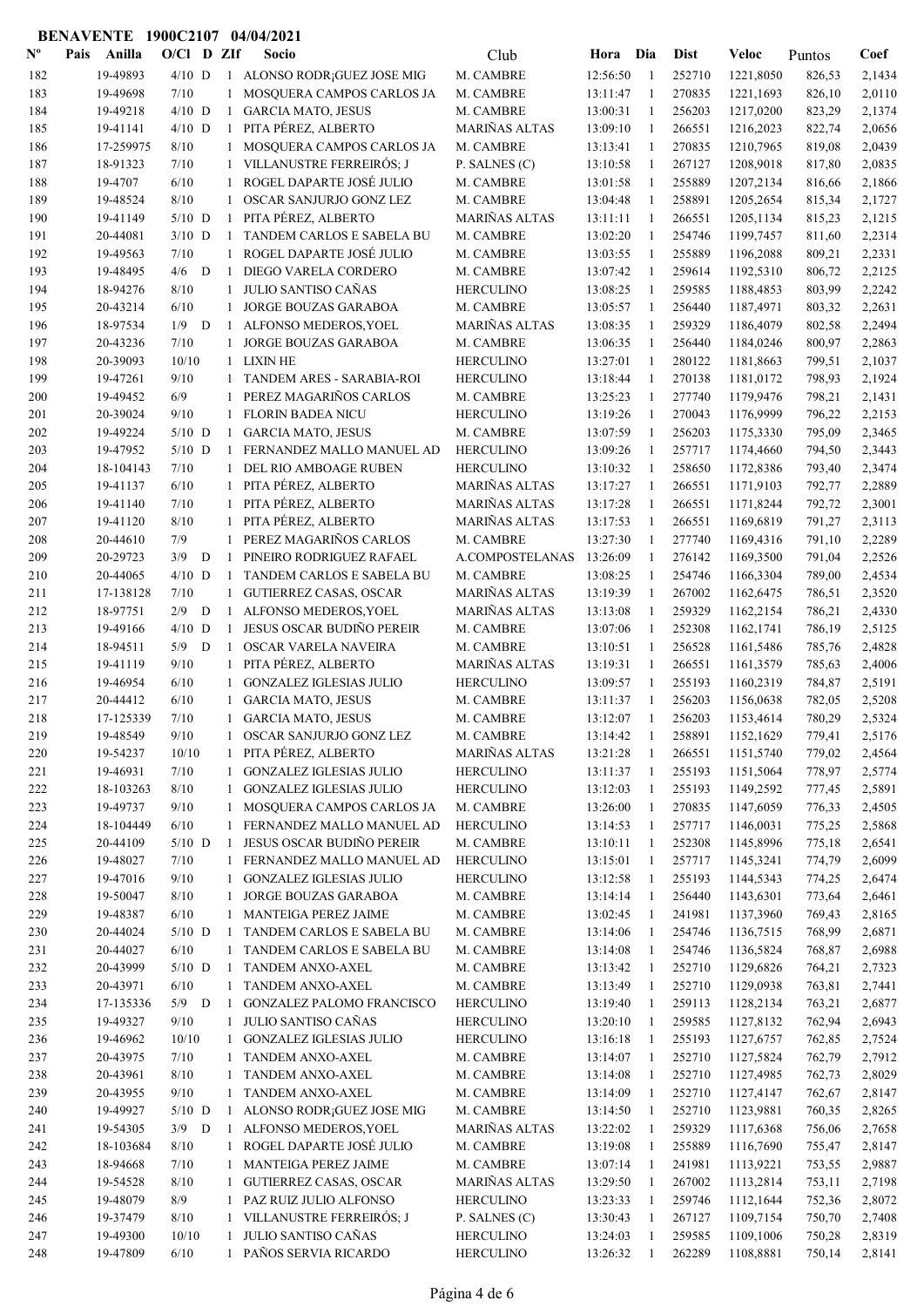**BENAVENTE 1900C2107 04/04/2021**

| Nº | Pais | Anilla | O/Cl | D | ZIf | Socio | Club | Hora | Dia | Dist | Veloc | Puntos | Coef |
|---|---|---|---|---|---|---|---|---|---|---|---|---|---|
| 182 | | 19-49893 | 4/10 | D | 1 | ALONSO RODR¡GUEZ JOSE MIG | M. CAMBRE | 12:56:50 | 1 | 252710 | 1221,8050 | 826,53 | 2,1434 |
| 183 | | 19-49698 | 7/10 | | 1 | MOSQUERA CAMPOS CARLOS JA | M. CAMBRE | 13:11:47 | 1 | 270835 | 1221,1693 | 826,10 | 2,0110 |
| 184 | | 19-49218 | 4/10 | D | 1 | GARCIA MATO, JESUS | M. CAMBRE | 13:00:31 | 1 | 256203 | 1217,0200 | 823,29 | 2,1374 |
| 185 | | 19-41141 | 4/10 | D | 1 | PITA PÉREZ, ALBERTO | MARIÑAS ALTAS | 13:09:10 | 1 | 266551 | 1216,2023 | 822,74 | 2,0656 |
| 186 | | 17-259975 | 8/10 | | 1 | MOSQUERA CAMPOS CARLOS JA | M. CAMBRE | 13:13:41 | 1 | 270835 | 1210,7965 | 819,08 | 2,0439 |
| 187 | | 18-91323 | 7/10 | | 1 | VILLANUSTRE FERREIRÓS; J | P. SALNES (C) | 13:10:58 | 1 | 267127 | 1208,9018 | 817,80 | 2,0835 |
| 188 | | 19-4707 | 6/10 | | 1 | ROGEL DAPARTE JOSÉ JULIO | M. CAMBRE | 13:01:58 | 1 | 255889 | 1207,2134 | 816,66 | 2,1866 |
| 189 | | 19-48524 | 8/10 | | 1 | OSCAR SANJURJO GONZ LEZ | M. CAMBRE | 13:04:48 | 1 | 258891 | 1205,2654 | 815,34 | 2,1727 |
| 190 | | 19-41149 | 5/10 | D | 1 | PITA PÉREZ, ALBERTO | MARIÑAS ALTAS | 13:11:11 | 1 | 266551 | 1205,1134 | 815,23 | 2,1215 |
| 191 | | 20-44081 | 3/10 | D | 1 | TANDEM CARLOS E SABELA BU | M. CAMBRE | 13:02:20 | 1 | 254746 | 1199,7457 | 811,60 | 2,2314 |
| 192 | | 19-49563 | 7/10 | | 1 | ROGEL DAPARTE JOSÉ JULIO | M. CAMBRE | 13:03:55 | 1 | 255889 | 1196,2088 | 809,21 | 2,2331 |
| 193 | | 19-48495 | 4/6 | D | 1 | DIEGO VARELA CORDERO | M. CAMBRE | 13:07:42 | 1 | 259614 | 1192,5310 | 806,72 | 2,2125 |
| 194 | | 18-94276 | 8/10 | | 1 | JULIO SANTISO CAÑAS | HERCULINO | 13:08:25 | 1 | 259585 | 1188,4853 | 803,99 | 2,2242 |
| 195 | | 20-43214 | 6/10 | | 1 | JORGE BOUZAS GARABOA | M. CAMBRE | 13:05:57 | 1 | 256440 | 1187,4971 | 803,32 | 2,2631 |
| 196 | | 18-97534 | 1/9 | D | 1 | ALFONSO MEDEROS,YOEL | MARIÑAS ALTAS | 13:08:35 | 1 | 259329 | 1186,4079 | 802,58 | 2,2494 |
| 197 | | 20-43236 | 7/10 | | 1 | JORGE BOUZAS GARABOA | M. CAMBRE | 13:06:35 | 1 | 256440 | 1184,0246 | 800,97 | 2,2863 |
| 198 | | 20-39093 | 10/10 | | 1 | LIXIN HE | HERCULINO | 13:27:01 | 1 | 280122 | 1181,8663 | 799,51 | 2,1037 |
| 199 | | 19-47261 | 9/10 | | 1 | TANDEM ARES - SARABIA-ROI | HERCULINO | 13:18:44 | 1 | 270138 | 1181,0172 | 798,93 | 2,1924 |
| 200 | | 19-49452 | 6/9 | | 1 | PEREZ MAGARIÑOS CARLOS | M. CAMBRE | 13:25:23 | 1 | 277740 | 1179,9476 | 798,21 | 2,1431 |
| 201 | | 20-39024 | 9/10 | | 1 | FLORIN BADEA NICU | HERCULINO | 13:19:26 | 1 | 270043 | 1176,9999 | 796,22 | 2,2153 |
| 202 | | 19-49224 | 5/10 | D | 1 | GARCIA MATO, JESUS | M. CAMBRE | 13:07:59 | 1 | 256203 | 1175,3330 | 795,09 | 2,3465 |
| 203 | | 19-47952 | 5/10 | D | 1 | FERNANDEZ MALLO MANUEL AD | HERCULINO | 13:09:26 | 1 | 257717 | 1174,4660 | 794,50 | 2,3443 |
| 204 | | 18-104143 | 7/10 | | 1 | DEL RIO AMBOAGE RUBEN | HERCULINO | 13:10:32 | 1 | 258650 | 1172,8386 | 793,40 | 2,3474 |
| 205 | | 19-41137 | 6/10 | | 1 | PITA PÉREZ, ALBERTO | MARIÑAS ALTAS | 13:17:27 | 1 | 266551 | 1171,9103 | 792,77 | 2,2889 |
| 206 | | 19-41140 | 7/10 | | 1 | PITA PÉREZ, ALBERTO | MARIÑAS ALTAS | 13:17:28 | 1 | 266551 | 1171,8244 | 792,72 | 2,3001 |
| 207 | | 19-41120 | 8/10 | | 1 | PITA PÉREZ, ALBERTO | MARIÑAS ALTAS | 13:17:53 | 1 | 266551 | 1169,6819 | 791,27 | 2,3113 |
| 208 | | 20-44610 | 7/9 | | 1 | PEREZ MAGARIÑOS CARLOS | M. CAMBRE | 13:27:30 | 1 | 277740 | 1169,4316 | 791,10 | 2,2289 |
| 209 | | 20-29723 | 3/9 | D | 1 | PINEIRO RODRIGUEZ RAFAEL | A.COMPOSTELANAS | 13:26:09 | 1 | 276142 | 1169,3500 | 791,04 | 2,2526 |
| 210 | | 20-44065 | 4/10 | D | 1 | TANDEM CARLOS E SABELA BU | M. CAMBRE | 13:08:25 | 1 | 254746 | 1166,3304 | 789,00 | 2,4534 |
| 211 | | 17-138128 | 7/10 | | 1 | GUTIERREZ CASAS, OSCAR | MARIÑAS ALTAS | 13:19:39 | 1 | 267002 | 1162,6475 | 786,51 | 2,3520 |
| 212 | | 18-97751 | 2/9 | D | 1 | ALFONSO MEDEROS,YOEL | MARIÑAS ALTAS | 13:13:08 | 1 | 259329 | 1162,2154 | 786,21 | 2,4330 |
| 213 | | 19-49166 | 4/10 | D | 1 | JESUS OSCAR BUDIÑO PEREIR | M. CAMBRE | 13:07:06 | 1 | 252308 | 1162,1741 | 786,19 | 2,5125 |
| 214 | | 18-94511 | 5/9 | D | 1 | OSCAR VARELA NAVEIRA | M. CAMBRE | 13:10:51 | 1 | 256528 | 1161,5486 | 785,76 | 2,4828 |
| 215 | | 19-41119 | 9/10 | | 1 | PITA PÉREZ, ALBERTO | MARIÑAS ALTAS | 13:19:31 | 1 | 266551 | 1161,3579 | 785,63 | 2,4006 |
| 216 | | 19-46954 | 6/10 | | 1 | GONZALEZ IGLESIAS JULIO | HERCULINO | 13:09:57 | 1 | 255193 | 1160,2319 | 784,87 | 2,5191 |
| 217 | | 20-44412 | 6/10 | | 1 | GARCIA MATO, JESUS | M. CAMBRE | 13:11:37 | 1 | 256203 | 1156,0638 | 782,05 | 2,5208 |
| 218 | | 17-125339 | 7/10 | | 1 | GARCIA MATO, JESUS | M. CAMBRE | 13:12:07 | 1 | 256203 | 1153,4614 | 780,29 | 2,5324 |
| 219 | | 19-48549 | 9/10 | | 1 | OSCAR SANJURJO GONZ LEZ | M. CAMBRE | 13:14:42 | 1 | 258891 | 1152,1629 | 779,41 | 2,5176 |
| 220 | | 19-54237 | 10/10 | | 1 | PITA PÉREZ, ALBERTO | MARIÑAS ALTAS | 13:21:28 | 1 | 266551 | 1151,5740 | 779,02 | 2,4564 |
| 221 | | 19-46931 | 7/10 | | 1 | GONZALEZ IGLESIAS JULIO | HERCULINO | 13:11:37 | 1 | 255193 | 1151,5064 | 778,97 | 2,5774 |
| 222 | | 18-103263 | 8/10 | | 1 | GONZALEZ IGLESIAS JULIO | HERCULINO | 13:12:03 | 1 | 255193 | 1149,2592 | 777,45 | 2,5891 |
| 223 | | 19-49737 | 9/10 | | 1 | MOSQUERA CAMPOS CARLOS JA | M. CAMBRE | 13:26:00 | 1 | 270835 | 1147,6059 | 776,33 | 2,4505 |
| 224 | | 18-104449 | 6/10 | | 1 | FERNANDEZ MALLO MANUEL AD | HERCULINO | 13:14:53 | 1 | 257717 | 1146,0031 | 775,25 | 2,5868 |
| 225 | | 20-44109 | 5/10 | D | 1 | JESUS OSCAR BUDIÑO PEREIR | M. CAMBRE | 13:10:11 | 1 | 252308 | 1145,8996 | 775,18 | 2,6541 |
| 226 | | 19-48027 | 7/10 | | 1 | FERNANDEZ MALLO MANUEL AD | HERCULINO | 13:15:01 | 1 | 257717 | 1145,3241 | 774,79 | 2,6099 |
| 227 | | 19-47016 | 9/10 | | 1 | GONZALEZ IGLESIAS JULIO | HERCULINO | 13:12:58 | 1 | 255193 | 1144,5343 | 774,25 | 2,6474 |
| 228 | | 19-50047 | 8/10 | | 1 | JORGE BOUZAS GARABOA | M. CAMBRE | 13:14:14 | 1 | 256440 | 1143,6301 | 773,64 | 2,6461 |
| 229 | | 19-48387 | 6/10 | | 1 | MANTEIGA PEREZ JAIME | M. CAMBRE | 13:02:45 | 1 | 241981 | 1137,3960 | 769,43 | 2,8165 |
| 230 | | 20-44024 | 5/10 | D | 1 | TANDEM CARLOS E SABELA BU | M. CAMBRE | 13:14:06 | 1 | 254746 | 1136,7515 | 768,99 | 2,6871 |
| 231 | | 20-44027 | 6/10 | | 1 | TANDEM CARLOS E SABELA BU | M. CAMBRE | 13:14:08 | 1 | 254746 | 1136,5824 | 768,87 | 2,6988 |
| 232 | | 20-43999 | 5/10 | D | 1 | TANDEM ANXO-AXEL | M. CAMBRE | 13:13:42 | 1 | 252710 | 1129,6826 | 764,21 | 2,7323 |
| 233 | | 20-43971 | 6/10 | | 1 | TANDEM ANXO-AXEL | M. CAMBRE | 13:13:49 | 1 | 252710 | 1129,0938 | 763,81 | 2,7441 |
| 234 | | 17-135336 | 5/9 | D | 1 | GONZALEZ PALOMO FRANCISCO | HERCULINO | 13:19:40 | 1 | 259113 | 1128,2134 | 763,21 | 2,6877 |
| 235 | | 19-49327 | 9/10 | | 1 | JULIO SANTISO CAÑAS | HERCULINO | 13:20:10 | 1 | 259585 | 1127,8132 | 762,94 | 2,6943 |
| 236 | | 19-46962 | 10/10 | | 1 | GONZALEZ IGLESIAS JULIO | HERCULINO | 13:16:18 | 1 | 255193 | 1127,6757 | 762,85 | 2,7524 |
| 237 | | 20-43975 | 7/10 | | 1 | TANDEM ANXO-AXEL | M. CAMBRE | 13:14:07 | 1 | 252710 | 1127,5824 | 762,79 | 2,7912 |
| 238 | | 20-43961 | 8/10 | | 1 | TANDEM ANXO-AXEL | M. CAMBRE | 13:14:08 | 1 | 252710 | 1127,4985 | 762,73 | 2,8029 |
| 239 | | 20-43955 | 9/10 | | 1 | TANDEM ANXO-AXEL | M. CAMBRE | 13:14:09 | 1 | 252710 | 1127,4147 | 762,67 | 2,8147 |
| 240 | | 19-49927 | 5/10 | D | 1 | ALONSO RODR¡GUEZ JOSE MIG | M. CAMBRE | 13:14:50 | 1 | 252710 | 1123,9881 | 760,35 | 2,8265 |
| 241 | | 19-54305 | 3/9 | D | 1 | ALFONSO MEDEROS,YOEL | MARIÑAS ALTAS | 13:22:02 | 1 | 259329 | 1117,6368 | 756,06 | 2,7658 |
| 242 | | 18-103684 | 8/10 | | 1 | ROGEL DAPARTE JOSÉ JULIO | M. CAMBRE | 13:19:08 | 1 | 255889 | 1116,7690 | 755,47 | 2,8147 |
| 243 | | 18-94668 | 7/10 | | 1 | MANTEIGA PEREZ JAIME | M. CAMBRE | 13:07:14 | 1 | 241981 | 1113,9221 | 753,55 | 2,9887 |
| 244 | | 19-54528 | 8/10 | | 1 | GUTIERREZ CASAS, OSCAR | MARIÑAS ALTAS | 13:29:50 | 1 | 267002 | 1113,2814 | 753,11 | 2,7198 |
| 245 | | 19-48079 | 8/9 | | 1 | PAZ RUIZ JULIO ALFONSO | HERCULINO | 13:23:33 | 1 | 259746 | 1112,1644 | 752,36 | 2,8072 |
| 246 | | 19-37479 | 8/10 | | 1 | VILLANUSTRE FERREIRÓS; J | P. SALNES (C) | 13:30:43 | 1 | 267127 | 1109,7154 | 750,70 | 2,7408 |
| 247 | | 19-49300 | 10/10 | | 1 | JULIO SANTISO CAÑAS | HERCULINO | 13:24:03 | 1 | 259585 | 1109,1006 | 750,28 | 2,8319 |
| 248 | | 19-47809 | 6/10 | | 1 | PAÑOS SERVIA RICARDO | HERCULINO | 13:26:32 | 1 | 262289 | 1108,8881 | 750,14 | 2,8141 |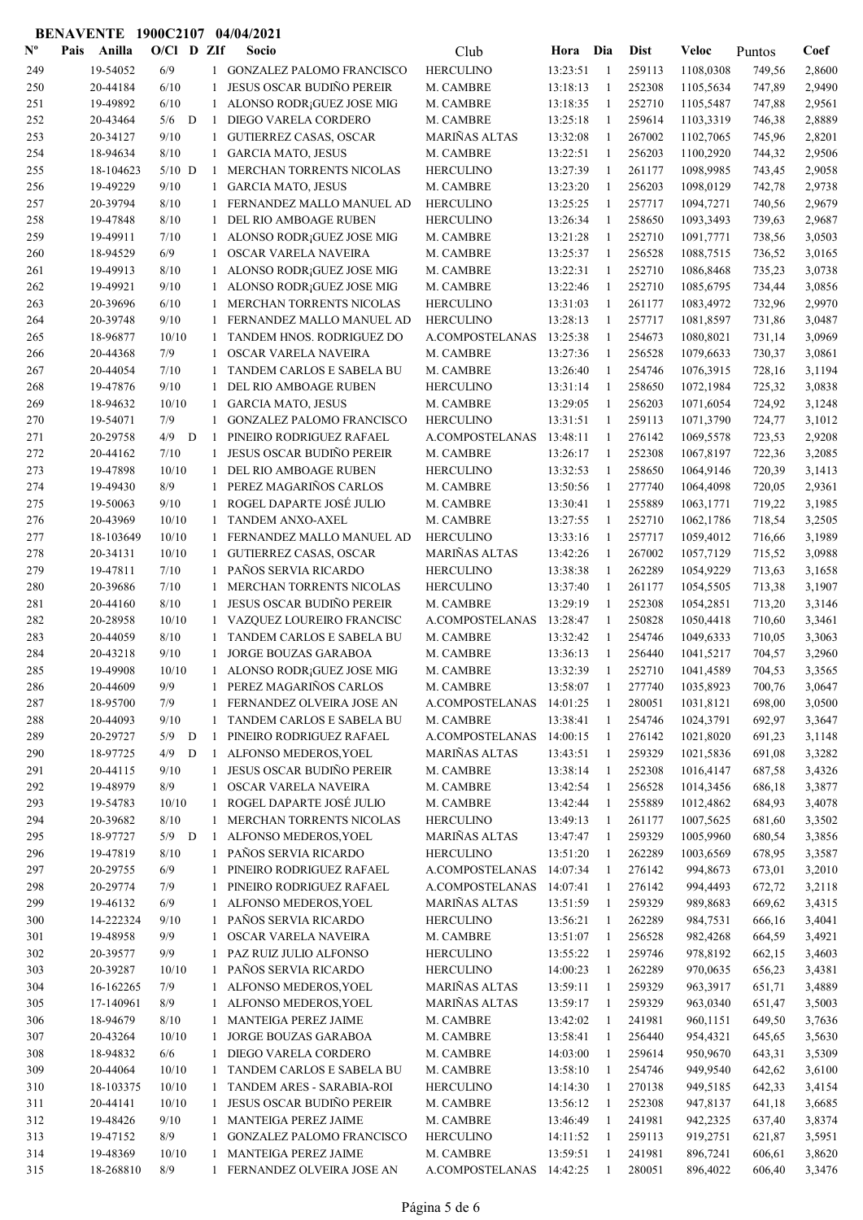**BENAVENTE 1900C2107 04/04/2021**

| Nº | Pais | Anilla | O/Cl | D | ZIf | Socio | Club | Hora | Dia | Dist | Veloc | Puntos | Coef |
|---|---|---|---|---|---|---|---|---|---|---|---|---|---|
| 249 | | 19-54052 | 6/9 | | 1 | GONZALEZ PALOMO FRANCISCO | HERCULINO | 13:23:51 | 1 | 259113 | 1108,0308 | 749,56 | 2,8600 |
| 250 | | 20-44184 | 6/10 | | 1 | JESUS OSCAR BUDIÑO PEREIR | M. CAMBRE | 13:18:13 | 1 | 252308 | 1105,5634 | 747,89 | 2,9490 |
| 251 | | 19-49892 | 6/10 | | 1 | ALONSO RODR¡GUEZ JOSE MIG | M. CAMBRE | 13:18:35 | 1 | 252710 | 1105,5487 | 747,88 | 2,9561 |
| 252 | | 20-43464 | 5/6 | D | 1 | DIEGO VARELA CORDERO | M. CAMBRE | 13:25:18 | 1 | 259614 | 1103,3319 | 746,38 | 2,8889 |
| 253 | | 20-34127 | 9/10 | | 1 | GUTIERREZ CASAS, OSCAR | MARIÑAS ALTAS | 13:32:08 | 1 | 267002 | 1102,7065 | 745,96 | 2,8201 |
| 254 | | 18-94634 | 8/10 | | 1 | GARCIA MATO, JESUS | M. CAMBRE | 13:22:51 | 1 | 256203 | 1100,2920 | 744,32 | 2,9506 |
| 255 | | 18-104623 | 5/10 | D | 1 | MERCHAN TORRENTS NICOLAS | HERCULINO | 13:27:39 | 1 | 261177 | 1098,9985 | 743,45 | 2,9058 |
| 256 | | 19-49229 | 9/10 | | 1 | GARCIA MATO, JESUS | M. CAMBRE | 13:23:20 | 1 | 256203 | 1098,0129 | 742,78 | 2,9738 |
| 257 | | 20-39794 | 8/10 | | 1 | FERNANDEZ MALLO MANUEL AD | HERCULINO | 13:25:25 | 1 | 257717 | 1094,7271 | 740,56 | 2,9679 |
| 258 | | 19-47848 | 8/10 | | 1 | DEL RIO AMBOAGE RUBEN | HERCULINO | 13:26:34 | 1 | 258650 | 1093,3493 | 739,63 | 2,9687 |
| 259 | | 19-49911 | 7/10 | | 1 | ALONSO RODR¡GUEZ JOSE MIG | M. CAMBRE | 13:21:28 | 1 | 252710 | 1091,7771 | 738,56 | 3,0503 |
| 260 | | 18-94529 | 6/9 | | 1 | OSCAR VARELA NAVEIRA | M. CAMBRE | 13:25:37 | 1 | 256528 | 1088,7515 | 736,52 | 3,0165 |
| 261 | | 19-49913 | 8/10 | | 1 | ALONSO RODR¡GUEZ JOSE MIG | M. CAMBRE | 13:22:31 | 1 | 252710 | 1086,8468 | 735,23 | 3,0738 |
| 262 | | 19-49921 | 9/10 | | 1 | ALONSO RODR¡GUEZ JOSE MIG | M. CAMBRE | 13:22:46 | 1 | 252710 | 1085,6795 | 734,44 | 3,0856 |
| 263 | | 20-39696 | 6/10 | | 1 | MERCHAN TORRENTS NICOLAS | HERCULINO | 13:31:03 | 1 | 261177 | 1083,4972 | 732,96 | 2,9970 |
| 264 | | 20-39748 | 9/10 | | 1 | FERNANDEZ MALLO MANUEL AD | HERCULINO | 13:28:13 | 1 | 257717 | 1081,8597 | 731,86 | 3,0487 |
| 265 | | 18-96877 | 10/10 | | 1 | TANDEM HNOS. RODRIGUEZ DO | A.COMPOSTELANAS | 13:25:38 | 1 | 254673 | 1080,8021 | 731,14 | 3,0969 |
| 266 | | 20-44368 | 7/9 | | 1 | OSCAR VARELA NAVEIRA | M. CAMBRE | 13:27:36 | 1 | 256528 | 1079,6633 | 730,37 | 3,0861 |
| 267 | | 20-44054 | 7/10 | | 1 | TANDEM CARLOS E SABELA BU | M. CAMBRE | 13:26:40 | 1 | 254746 | 1076,3915 | 728,16 | 3,1194 |
| 268 | | 19-47876 | 9/10 | | 1 | DEL RIO AMBOAGE RUBEN | HERCULINO | 13:31:14 | 1 | 258650 | 1072,1984 | 725,32 | 3,0838 |
| 269 | | 18-94632 | 10/10 | | 1 | GARCIA MATO, JESUS | M. CAMBRE | 13:29:05 | 1 | 256203 | 1071,6054 | 724,92 | 3,1248 |
| 270 | | 19-54071 | 7/9 | | 1 | GONZALEZ PALOMO FRANCISCO | HERCULINO | 13:31:51 | 1 | 259113 | 1071,3790 | 724,77 | 3,1012 |
| 271 | | 20-29758 | 4/9 | D | 1 | PINEIRO RODRIGUEZ RAFAEL | A.COMPOSTELANAS | 13:48:11 | 1 | 276142 | 1069,5558 | 723,53 | 2,9208 |
| 272 | | 20-44162 | 7/10 | | 1 | JESUS OSCAR BUDIÑO PEREIR | M. CAMBRE | 13:26:17 | 1 | 252308 | 1067,8197 | 722,36 | 3,2085 |
| 273 | | 19-47898 | 10/10 | | 1 | DEL RIO AMBOAGE RUBEN | HERCULINO | 13:32:53 | 1 | 258650 | 1064,9146 | 720,39 | 3,1413 |
| 274 | | 19-49430 | 8/9 | | 1 | PEREZ MAGARIÑOS CARLOS | M. CAMBRE | 13:50:56 | 1 | 277740 | 1064,4098 | 720,05 | 2,9361 |
| 275 | | 19-50063 | 9/10 | | 1 | ROGEL DAPARTE JOSÉ JULIO | M. CAMBRE | 13:30:41 | 1 | 255889 | 1063,1771 | 719,22 | 3,1985 |
| 276 | | 20-43969 | 10/10 | | 1 | TANDEM ANXO-AXEL | M. CAMBRE | 13:27:55 | 1 | 252710 | 1062,1786 | 718,54 | 3,2505 |
| 277 | | 18-103649 | 10/10 | | 1 | FERNANDEZ MALLO MANUEL AD | HERCULINO | 13:33:16 | 1 | 257717 | 1059,4012 | 716,66 | 3,1989 |
| 278 | | 20-34131 | 10/10 | | 1 | GUTIERREZ CASAS, OSCAR | MARIÑAS ALTAS | 13:42:26 | 1 | 267002 | 1057,7129 | 715,52 | 3,0988 |
| 279 | | 19-47811 | 7/10 | | 1 | PAÑOS SERVIA RICARDO | HERCULINO | 13:38:38 | 1 | 262289 | 1054,9229 | 713,63 | 3,1658 |
| 280 | | 20-39686 | 7/10 | | 1 | MERCHAN TORRENTS NICOLAS | HERCULINO | 13:37:40 | 1 | 261177 | 1054,5505 | 713,38 | 3,1907 |
| 281 | | 20-44160 | 8/10 | | 1 | JESUS OSCAR BUDIÑO PEREIR | M. CAMBRE | 13:29:19 | 1 | 252308 | 1054,2851 | 713,20 | 3,3146 |
| 282 | | 20-28958 | 10/10 | | 1 | VAZQUEZ LOUREIRO FRANCISC | A.COMPOSTELANAS | 13:28:47 | 1 | 250828 | 1050,4418 | 710,60 | 3,3461 |
| 283 | | 20-44059 | 8/10 | | 1 | TANDEM CARLOS E SABELA BU | M. CAMBRE | 13:32:42 | 1 | 254746 | 1049,6333 | 710,05 | 3,3063 |
| 284 | | 20-43218 | 9/10 | | 1 | JORGE BOUZAS GARABOA | M. CAMBRE | 13:36:13 | 1 | 256440 | 1041,5217 | 704,57 | 3,2960 |
| 285 | | 19-49908 | 10/10 | | 1 | ALONSO RODR¡GUEZ JOSE MIG | M. CAMBRE | 13:32:39 | 1 | 252710 | 1041,4589 | 704,53 | 3,3565 |
| 286 | | 20-44609 | 9/9 | | 1 | PEREZ MAGARIÑOS CARLOS | M. CAMBRE | 13:58:07 | 1 | 277740 | 1035,8923 | 700,76 | 3,0647 |
| 287 | | 18-95700 | 7/9 | | 1 | FERNANDEZ OLVEIRA JOSE AN | A.COMPOSTELANAS | 14:01:25 | 1 | 280051 | 1031,8121 | 698,00 | 3,0500 |
| 288 | | 20-44093 | 9/10 | | 1 | TANDEM CARLOS E SABELA BU | M. CAMBRE | 13:38:41 | 1 | 254746 | 1024,3791 | 692,97 | 3,3647 |
| 289 | | 20-29727 | 5/9 | D | 1 | PINEIRO RODRIGUEZ RAFAEL | A.COMPOSTELANAS | 14:00:15 | 1 | 276142 | 1021,8020 | 691,23 | 3,1148 |
| 290 | | 18-97725 | 4/9 | D | 1 | ALFONSO MEDEROS,YOEL | MARIÑAS ALTAS | 13:43:51 | 1 | 259329 | 1021,5836 | 691,08 | 3,3282 |
| 291 | | 20-44115 | 9/10 | | 1 | JESUS OSCAR BUDIÑO PEREIR | M. CAMBRE | 13:38:14 | 1 | 252308 | 1016,4147 | 687,58 | 3,4326 |
| 292 | | 19-48979 | 8/9 | | 1 | OSCAR VARELA NAVEIRA | M. CAMBRE | 13:42:54 | 1 | 256528 | 1014,3456 | 686,18 | 3,3877 |
| 293 | | 19-54783 | 10/10 | | 1 | ROGEL DAPARTE JOSÉ JULIO | M. CAMBRE | 13:42:44 | 1 | 255889 | 1012,4862 | 684,93 | 3,4078 |
| 294 | | 20-39682 | 8/10 | | 1 | MERCHAN TORRENTS NICOLAS | HERCULINO | 13:49:13 | 1 | 261177 | 1007,5625 | 681,60 | 3,3502 |
| 295 | | 18-97727 | 5/9 | D | 1 | ALFONSO MEDEROS,YOEL | MARIÑAS ALTAS | 13:47:47 | 1 | 259329 | 1005,9960 | 680,54 | 3,3856 |
| 296 | | 19-47819 | 8/10 | | 1 | PAÑOS SERVIA RICARDO | HERCULINO | 13:51:20 | 1 | 262289 | 1003,6569 | 678,95 | 3,3587 |
| 297 | | 20-29755 | 6/9 | | 1 | PINEIRO RODRIGUEZ RAFAEL | A.COMPOSTELANAS | 14:07:34 | 1 | 276142 | 994,8673 | 673,01 | 3,2010 |
| 298 | | 20-29774 | 7/9 | | 1 | PINEIRO RODRIGUEZ RAFAEL | A.COMPOSTELANAS | 14:07:41 | 1 | 276142 | 994,4493 | 672,72 | 3,2118 |
| 299 | | 19-46132 | 6/9 | | 1 | ALFONSO MEDEROS,YOEL | MARIÑAS ALTAS | 13:51:59 | 1 | 259329 | 989,8683 | 669,62 | 3,4315 |
| 300 | | 14-222324 | 9/10 | | 1 | PAÑOS SERVIA RICARDO | HERCULINO | 13:56:21 | 1 | 262289 | 984,7531 | 666,16 | 3,4041 |
| 301 | | 19-48958 | 9/9 | | 1 | OSCAR VARELA NAVEIRA | M. CAMBRE | 13:51:07 | 1 | 256528 | 982,4268 | 664,59 | 3,4921 |
| 302 | | 20-39577 | 9/9 | | 1 | PAZ RUIZ JULIO ALFONSO | HERCULINO | 13:55:22 | 1 | 259746 | 978,8192 | 662,15 | 3,4603 |
| 303 | | 20-39287 | 10/10 | | 1 | PAÑOS SERVIA RICARDO | HERCULINO | 14:00:23 | 1 | 262289 | 970,0635 | 656,23 | 3,4381 |
| 304 | | 16-162265 | 7/9 | | 1 | ALFONSO MEDEROS,YOEL | MARIÑAS ALTAS | 13:59:11 | 1 | 259329 | 963,3917 | 651,71 | 3,4889 |
| 305 | | 17-140961 | 8/9 | | 1 | ALFONSO MEDEROS,YOEL | MARIÑAS ALTAS | 13:59:17 | 1 | 259329 | 963,0340 | 651,47 | 3,5003 |
| 306 | | 18-94679 | 8/10 | | 1 | MANTEIGA PEREZ JAIME | M. CAMBRE | 13:42:02 | 1 | 241981 | 960,1151 | 649,50 | 3,7636 |
| 307 | | 20-43264 | 10/10 | | 1 | JORGE BOUZAS GARABOA | M. CAMBRE | 13:58:41 | 1 | 256440 | 954,4321 | 645,65 | 3,5630 |
| 308 | | 18-94832 | 6/6 | | 1 | DIEGO VARELA CORDERO | M. CAMBRE | 14:03:00 | 1 | 259614 | 950,9670 | 643,31 | 3,5309 |
| 309 | | 20-44064 | 10/10 | | 1 | TANDEM CARLOS E SABELA BU | M. CAMBRE | 13:58:10 | 1 | 254746 | 949,9540 | 642,62 | 3,6100 |
| 310 | | 18-103375 | 10/10 | | 1 | TANDEM ARES - SARABIA-ROI | HERCULINO | 14:14:30 | 1 | 270138 | 949,5185 | 642,33 | 3,4154 |
| 311 | | 20-44141 | 10/10 | | 1 | JESUS OSCAR BUDIÑO PEREIR | M. CAMBRE | 13:56:12 | 1 | 252308 | 947,8137 | 641,18 | 3,6685 |
| 312 | | 19-48426 | 9/10 | | 1 | MANTEIGA PEREZ JAIME | M. CAMBRE | 13:46:49 | 1 | 241981 | 942,2325 | 637,40 | 3,8374 |
| 313 | | 19-47152 | 8/9 | | 1 | GONZALEZ PALOMO FRANCISCO | HERCULINO | 14:11:52 | 1 | 259113 | 919,2751 | 621,87 | 3,5951 |
| 314 | | 19-48369 | 10/10 | | 1 | MANTEIGA PEREZ JAIME | M. CAMBRE | 13:59:51 | 1 | 241981 | 896,7241 | 606,61 | 3,8620 |
| 315 | | 18-268810 | 8/9 | | 1 | FERNANDEZ OLVEIRA JOSE AN | A.COMPOSTELANAS | 14:42:25 | 1 | 280051 | 896,4022 | 606,40 | 3,3476 |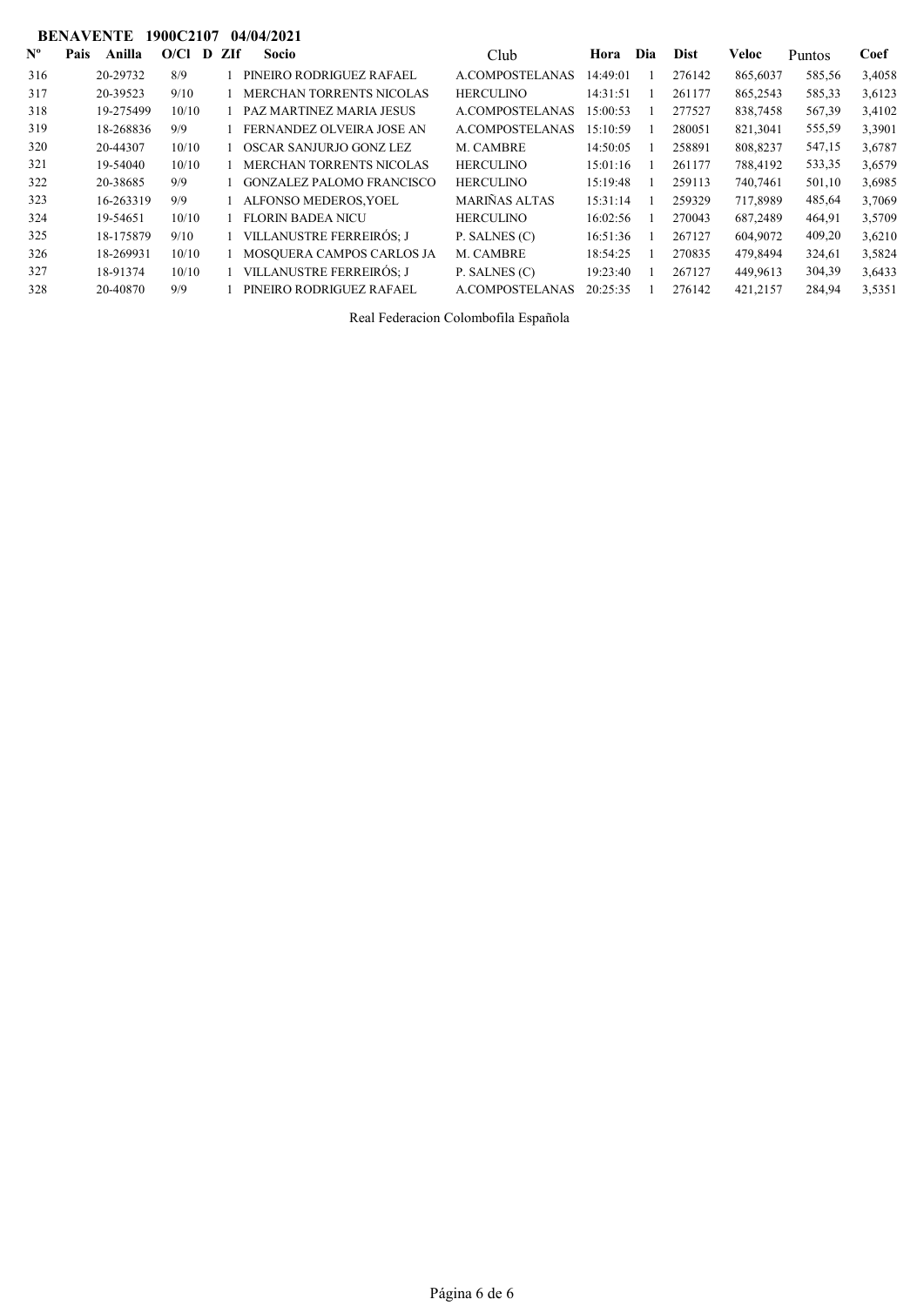**BENAVENTE 1900C2107 04/04/2021**

| Nº | Pais | Anilla | O/Cl | D | ZIf | Socio | Club | Hora | Dia | Dist | Veloc | Puntos | Coef |
|---|---|---|---|---|---|---|---|---|---|---|---|---|---|
| 316 | | 20-29732 | 8/9 | | 1 | PINEIRO RODRIGUEZ RAFAEL | A.COMPOSTELANAS | 14:49:01 | 1 | 276142 | 865,6037 | 585,56 | 3,4058 |
| 317 | | 20-39523 | 9/10 | | 1 | MERCHAN TORRENTS NICOLAS | HERCULINO | 14:31:51 | 1 | 261177 | 865,2543 | 585,33 | 3,6123 |
| 318 | | 19-275499 | 10/10 | | 1 | PAZ MARTINEZ MARIA JESUS | A.COMPOSTELANAS | 15:00:53 | 1 | 277527 | 838,7458 | 567,39 | 3,4102 |
| 319 | | 18-268836 | 9/9 | | 1 | FERNANDEZ OLVEIRA JOSE AN | A.COMPOSTELANAS | 15:10:59 | 1 | 280051 | 821,3041 | 555,59 | 3,3901 |
| 320 | | 20-44307 | 10/10 | | 1 | OSCAR SANJURJO GONZ LEZ | M. CAMBRE | 14:50:05 | 1 | 258891 | 808,8237 | 547,15 | 3,6787 |
| 321 | | 19-54040 | 10/10 | | 1 | MERCHAN TORRENTS NICOLAS | HERCULINO | 15:01:16 | 1 | 261177 | 788,4192 | 533,35 | 3,6579 |
| 322 | | 20-38685 | 9/9 | | 1 | GONZALEZ PALOMO FRANCISCO | HERCULINO | 15:19:48 | 1 | 259113 | 740,7461 | 501,10 | 3,6985 |
| 323 | | 16-263319 | 9/9 | | 1 | ALFONSO MEDEROS,YOEL | MARIÑAS ALTAS | 15:31:14 | 1 | 259329 | 717,8989 | 485,64 | 3,7069 |
| 324 | | 19-54651 | 10/10 | | 1 | FLORIN BADEA NICU | HERCULINO | 16:02:56 | 1 | 270043 | 687,2489 | 464,91 | 3,5709 |
| 325 | | 18-175879 | 9/10 | | 1 | VILLANUSTRE FERREIRÓS; J | P. SALNES (C) | 16:51:36 | 1 | 267127 | 604,9072 | 409,20 | 3,6210 |
| 326 | | 18-269931 | 10/10 | | 1 | MOSQUERA CAMPOS CARLOS JA | M. CAMBRE | 18:54:25 | 1 | 270835 | 479,8494 | 324,61 | 3,5824 |
| 327 | | 18-91374 | 10/10 | | 1 | VILLANUSTRE FERREIRÓS; J | P. SALNES (C) | 19:23:40 | 1 | 267127 | 449,9613 | 304,39 | 3,6433 |
| 328 | | 20-40870 | 9/9 | | 1 | PINEIRO RODRIGUEZ RAFAEL | A.COMPOSTELANAS | 20:25:35 | 1 | 276142 | 421,2157 | 284,94 | 3,5351 |

Real Federacion Colombofila Española